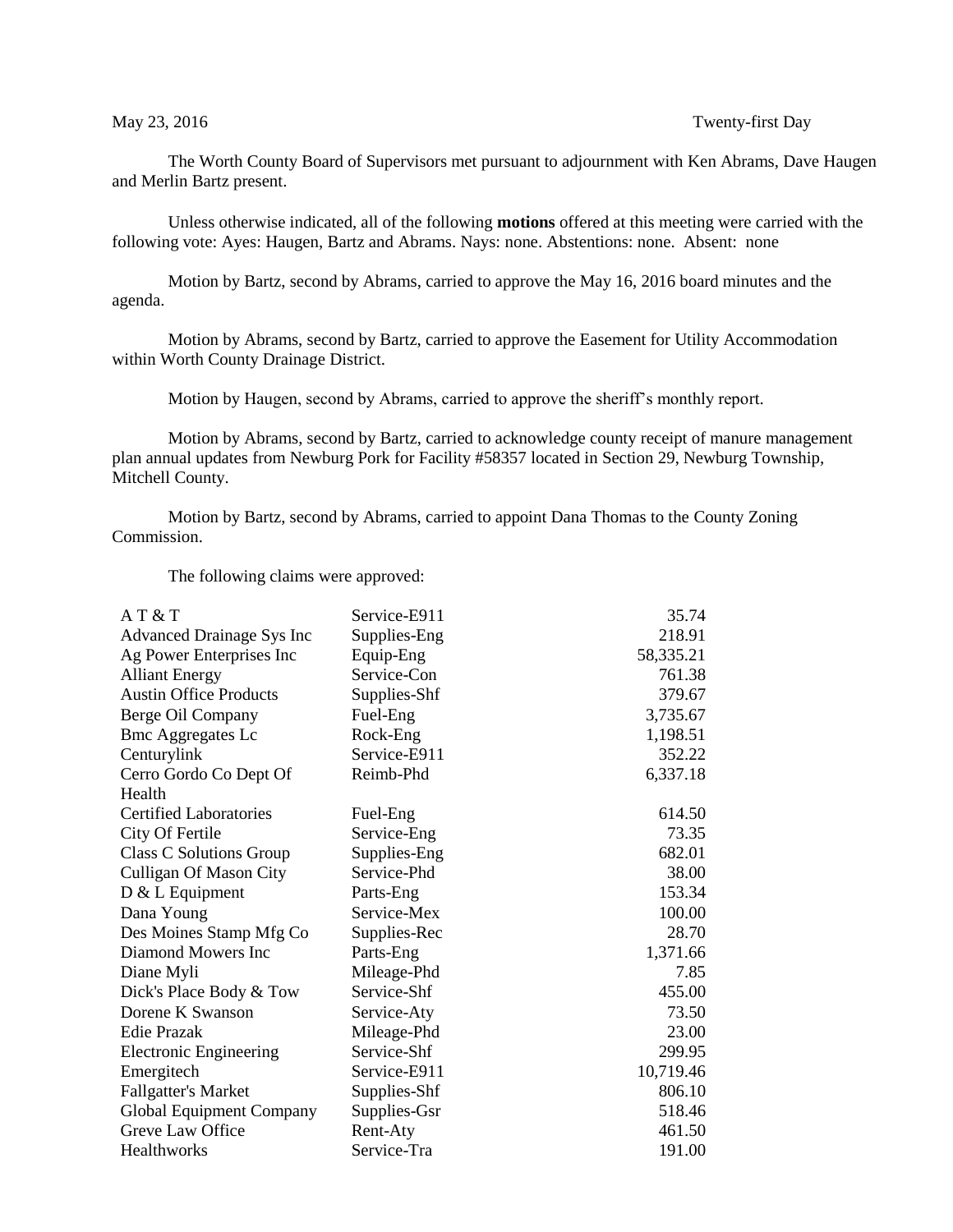May 23, 2016 Twenty-first Day

The Worth County Board of Supervisors met pursuant to adjournment with Ken Abrams, Dave Haugen and Merlin Bartz present.

Unless otherwise indicated, all of the following **motions** offered at this meeting were carried with the following vote: Ayes: Haugen, Bartz and Abrams. Nays: none. Abstentions: none. Absent: none

Motion by Bartz, second by Abrams, carried to approve the May 16, 2016 board minutes and the agenda.

Motion by Abrams, second by Bartz, carried to approve the Easement for Utility Accommodation within Worth County Drainage District.

Motion by Haugen, second by Abrams, carried to approve the sheriff's monthly report.

Motion by Abrams, second by Bartz, carried to acknowledge county receipt of manure management plan annual updates from Newburg Pork for Facility #58357 located in Section 29, Newburg Township, Mitchell County.

Motion by Bartz, second by Abrams, carried to appoint Dana Thomas to the County Zoning Commission.

The following claims were approved:

| | | |
|---|---|---|
| A T & T | Service-E911 | 35.74 |
| Advanced Drainage Sys Inc | Supplies-Eng | 218.91 |
| Ag Power Enterprises Inc | Equip-Eng | 58,335.21 |
| Alliant Energy | Service-Con | 761.38 |
| Austin Office Products | Supplies-Shf | 379.67 |
| Berge Oil Company | Fuel-Eng | 3,735.67 |
| Bmc Aggregates Lc | Rock-Eng | 1,198.51 |
| Centurylink | Service-E911 | 352.22 |
| Cerro Gordo Co Dept Of Health | Reimb-Phd | 6,337.18 |
| Certified Laboratories | Fuel-Eng | 614.50 |
| City Of Fertile | Service-Eng | 73.35 |
| Class C Solutions Group | Supplies-Eng | 682.01 |
| Culligan Of Mason City | Service-Phd | 38.00 |
| D & L Equipment | Parts-Eng | 153.34 |
| Dana Young | Service-Mex | 100.00 |
| Des Moines Stamp Mfg Co | Supplies-Rec | 28.70 |
| Diamond Mowers Inc | Parts-Eng | 1,371.66 |
| Diane Myli | Mileage-Phd | 7.85 |
| Dick's Place Body & Tow | Service-Shf | 455.00 |
| Dorene K Swanson | Service-Aty | 73.50 |
| Edie Prazak | Mileage-Phd | 23.00 |
| Electronic Engineering | Service-Shf | 299.95 |
| Emergitech | Service-E911 | 10,719.46 |
| Fallgatter's Market | Supplies-Shf | 806.10 |
| Global Equipment Company | Supplies-Gsr | 518.46 |
| Greve Law Office | Rent-Aty | 461.50 |
| Healthworks | Service-Tra | 191.00 |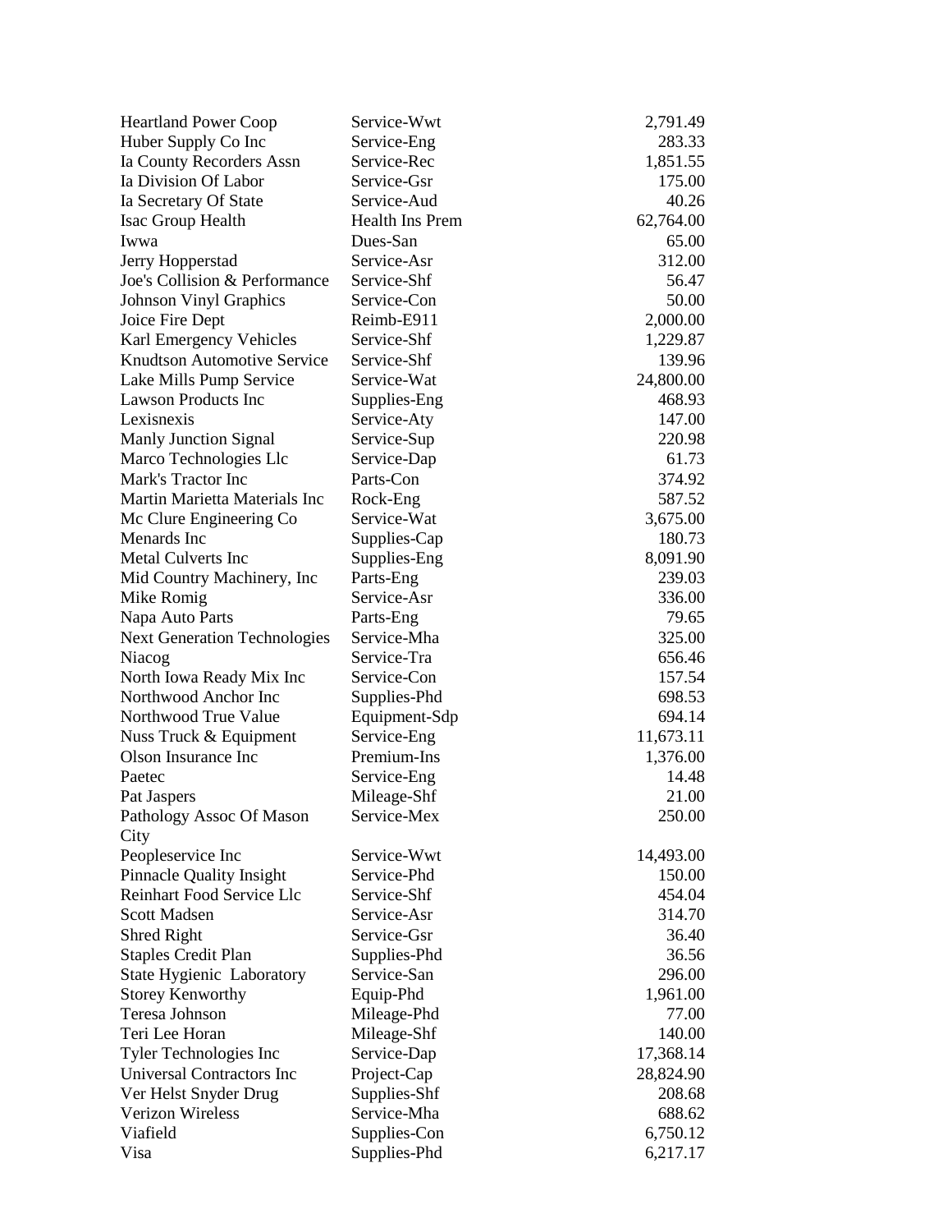| | | |
|---|---|---|
| Heartland Power Coop | Service-Wwt | 2,791.49 |
| Huber Supply Co Inc | Service-Eng | 283.33 |
| Ia County Recorders Assn | Service-Rec | 1,851.55 |
| Ia Division Of Labor | Service-Gsr | 175.00 |
| Ia Secretary Of State | Service-Aud | 40.26 |
| Isac Group Health | Health Ins Prem | 62,764.00 |
| Iwwa | Dues-San | 65.00 |
| Jerry Hopperstad | Service-Asr | 312.00 |
| Joe's Collision & Performance | Service-Shf | 56.47 |
| Johnson Vinyl Graphics | Service-Con | 50.00 |
| Joice Fire Dept | Reimb-E911 | 2,000.00 |
| Karl Emergency Vehicles | Service-Shf | 1,229.87 |
| Knudtson Automotive Service | Service-Shf | 139.96 |
| Lake Mills Pump Service | Service-Wat | 24,800.00 |
| Lawson Products Inc | Supplies-Eng | 468.93 |
| Lexisnexis | Service-Aty | 147.00 |
| Manly Junction Signal | Service-Sup | 220.98 |
| Marco Technologies Llc | Service-Dap | 61.73 |
| Mark's Tractor Inc | Parts-Con | 374.92 |
| Martin Marietta Materials Inc | Rock-Eng | 587.52 |
| Mc Clure Engineering Co | Service-Wat | 3,675.00 |
| Menards Inc | Supplies-Cap | 180.73 |
| Metal Culverts Inc | Supplies-Eng | 8,091.90 |
| Mid Country Machinery, Inc | Parts-Eng | 239.03 |
| Mike Romig | Service-Asr | 336.00 |
| Napa Auto Parts | Parts-Eng | 79.65 |
| Next Generation Technologies | Service-Mha | 325.00 |
| Niacog | Service-Tra | 656.46 |
| North Iowa Ready Mix Inc | Service-Con | 157.54 |
| Northwood Anchor Inc | Supplies-Phd | 698.53 |
| Northwood True Value | Equipment-Sdp | 694.14 |
| Nuss Truck & Equipment | Service-Eng | 11,673.11 |
| Olson Insurance Inc | Premium-Ins | 1,376.00 |
| Paetec | Service-Eng | 14.48 |
| Pat Jaspers | Mileage-Shf | 21.00 |
| Pathology Assoc Of Mason City | Service-Mex | 250.00 |
| Peopleservice Inc | Service-Wwt | 14,493.00 |
| Pinnacle Quality Insight | Service-Phd | 150.00 |
| Reinhart Food Service Llc | Service-Shf | 454.04 |
| Scott Madsen | Service-Asr | 314.70 |
| Shred Right | Service-Gsr | 36.40 |
| Staples Credit Plan | Supplies-Phd | 36.56 |
| State Hygienic Laboratory | Service-San | 296.00 |
| Storey Kenworthy | Equip-Phd | 1,961.00 |
| Teresa Johnson | Mileage-Phd | 77.00 |
| Teri Lee Horan | Mileage-Shf | 140.00 |
| Tyler Technologies Inc | Service-Dap | 17,368.14 |
| Universal Contractors Inc | Project-Cap | 28,824.90 |
| Ver Helst Snyder Drug | Supplies-Shf | 208.68 |
| Verizon Wireless | Service-Mha | 688.62 |
| Viafield | Supplies-Con | 6,750.12 |
| Visa | Supplies-Phd | 6,217.17 |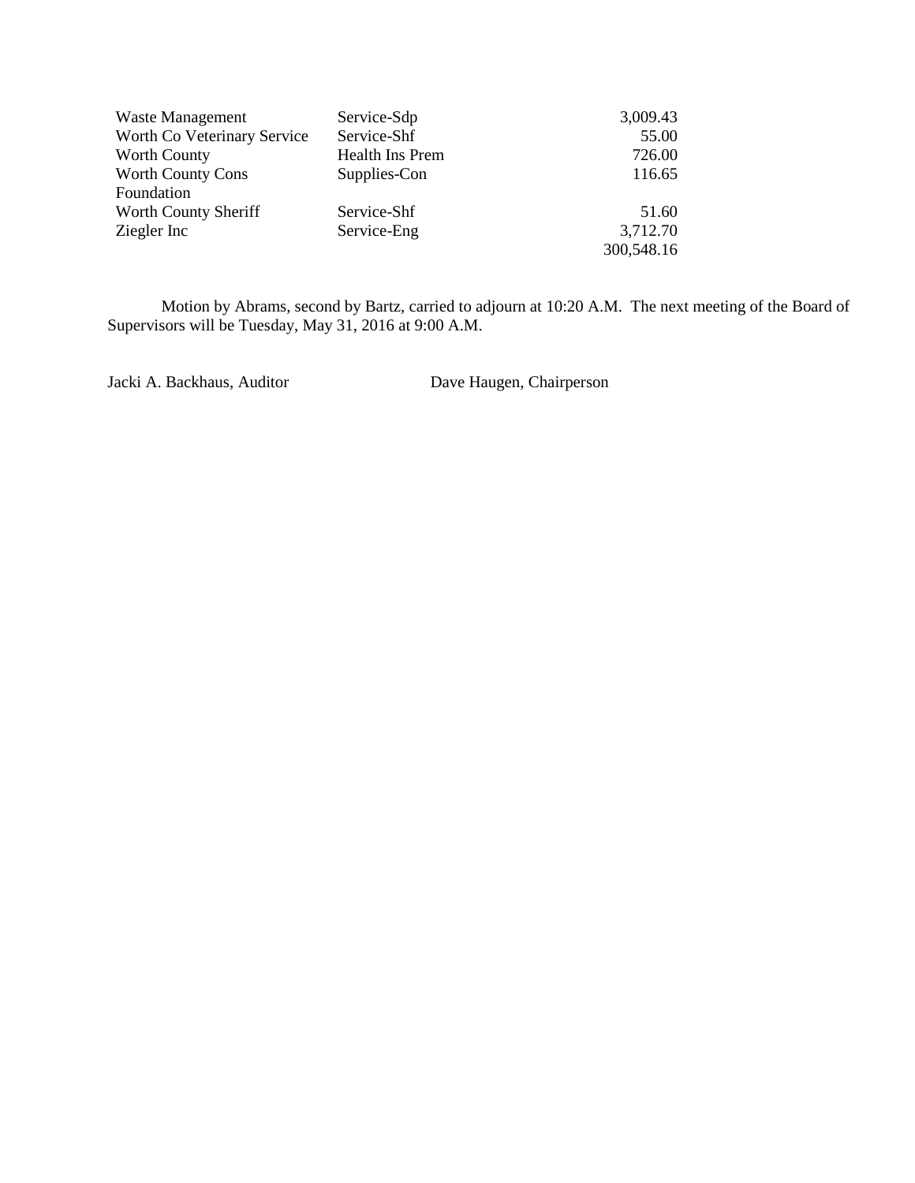| | | |
|---|---|---|
| Waste Management | Service-Sdp | 3,009.43 |
| Worth Co Veterinary Service | Service-Shf | 55.00 |
| Worth County | Health Ins Prem | 726.00 |
| Worth County Cons Foundation | Supplies-Con | 116.65 |
| Worth County Sheriff | Service-Shf | 51.60 |
| Ziegler Inc | Service-Eng | 3,712.70 |
| | | 300,548.16 |

Motion by Abrams, second by Bartz, carried to adjourn at 10:20 A.M. The next meeting of the Board of Supervisors will be Tuesday, May 31, 2016 at 9:00 A.M.

Jacki A. Backhaus, Auditor

Dave Haugen, Chairperson